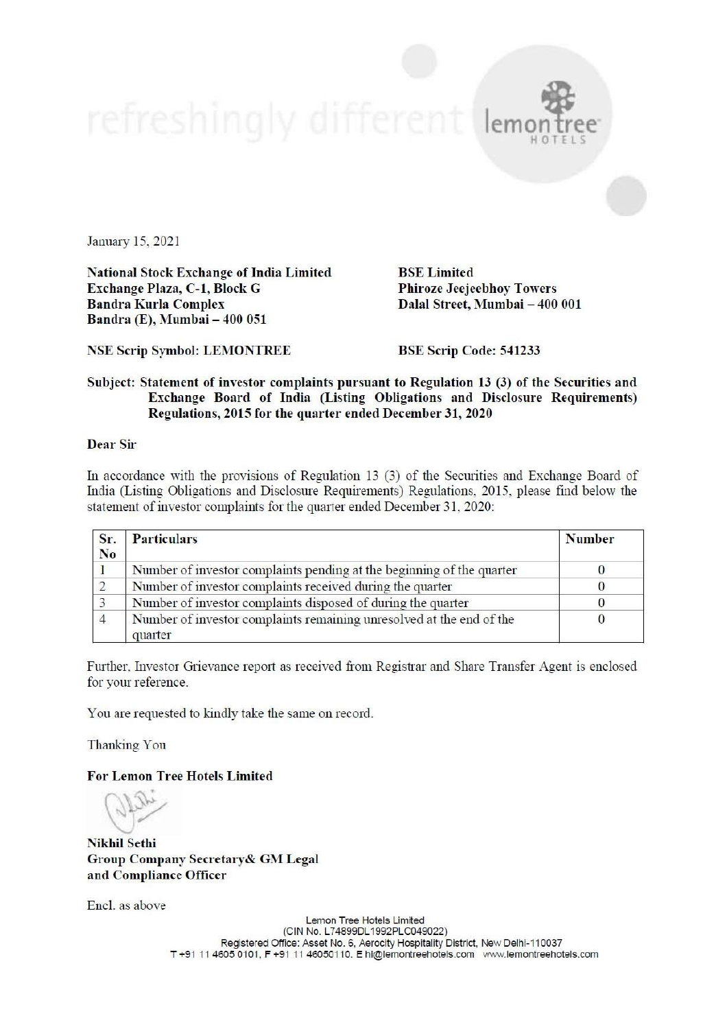January 15, 2021

**National Stock Exchange of India Limited**
**Exchange Plaza, C-1, Block G**
**Bandra Kurla Complex**
**Bandra (E), Mumbai – 400 051**

**BSE Limited**
**Phiroze Jeejeebhoy Towers**
**Dalal Street, Mumbai – 400 001**

**NSE Scrip Symbol: LEMONTREE**

**BSE Scrip Code: 541233**

**Subject: Statement of investor complaints pursuant to Regulation 13 (3) of the Securities and Exchange Board of India (Listing Obligations and Disclosure Requirements) Regulations, 2015 for the quarter ended December 31, 2020**

**Dear Sir**

In accordance with the provisions of Regulation 13 (3) of the Securities and Exchange Board of India (Listing Obligations and Disclosure Requirements) Regulations, 2015, please find below the statement of investor complaints for the quarter ended December 31, 2020:

| Sr. No | Particulars | Number |
|---|---|---|
| 1 | Number of investor complaints pending at the beginning of the quarter | 0 |
| 2 | Number of investor complaints received during the quarter | 0 |
| 3 | Number of investor complaints disposed of during the quarter | 0 |
| 4 | Number of investor complaints remaining unresolved at the end of the quarter | 0 |

Further, Investor Grievance report as received from Registrar and Share Transfer Agent is enclosed for your reference.

You are requested to kindly take the same on record.

Thanking You

**For Lemon Tree Hotels Limited**

**Nikhil Sethi**
**Group Company Secretary& GM Legal**
**and Compliance Officer**

Encl. as above

Lemon Tree Hotels Limited
(CIN No. L74899DL1992PLC049022)
Registered Office: Asset No. 6, Aerocity Hospitality District, New Delhi-110037
T +91 11 4605 0101, F +91 11 46050110. E hi@lemontreehotels.com www.lemontreehotels.com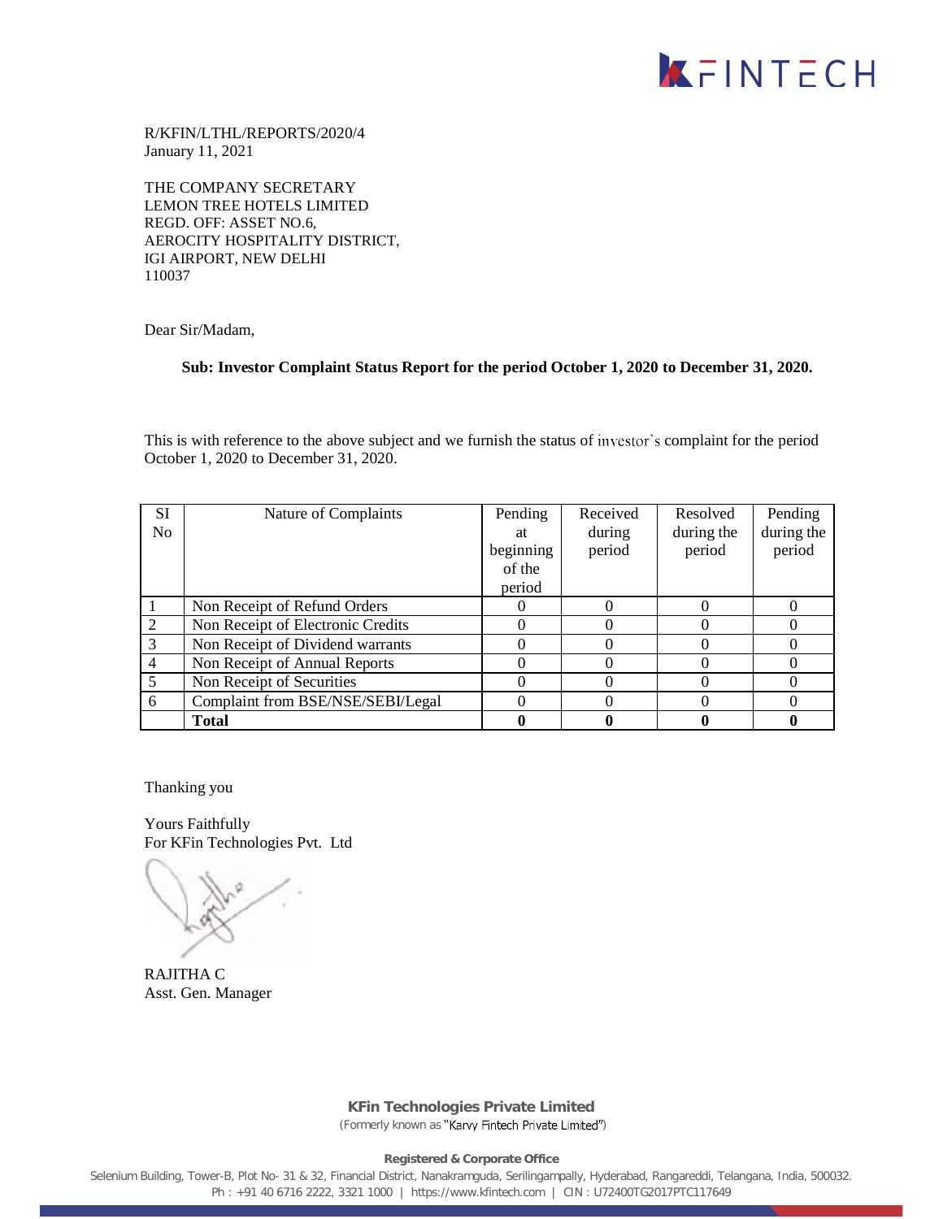R/KFIN/LTHL/REPORTS/2020/4
January 11, 2021

THE COMPANY SECRETARY
LEMON TREE HOTELS LIMITED
REGD. OFF: ASSET NO.6,
AEROCITY HOSPITALITY DISTRICT,
IGI AIRPORT, NEW DELHI
110037

Dear Sir/Madam,

**Sub: Investor Complaint Status Report for the period October 1, 2020 to December 31, 2020.**

This is with reference to the above subject and we furnish the status of investor`s complaint for the period October 1, 2020 to December 31, 2020.

| SI No | Nature of Complaints | Pending at beginning of the period | Received during period | Resolved during the period | Pending during the period |
|---|---|---|---|---|---|
| 1 | Non Receipt of Refund Orders | 0 | 0 | 0 | 0 |
| 2 | Non Receipt of Electronic Credits | 0 | 0 | 0 | 0 |
| 3 | Non Receipt of Dividend warrants | 0 | 0 | 0 | 0 |
| 4 | Non Receipt of Annual Reports | 0 | 0 | 0 | 0 |
| 5 | Non Receipt of Securities | 0 | 0 | 0 | 0 |
| 6 | Complaint from BSE/NSE/SEBI/Legal | 0 | 0 | 0 | 0 |
| | **Total** | **0** | **0** | **0** | **0** |

Thanking you

Yours Faithfully
For KFin Technologies Pvt. Ltd

RAJITHA C
Asst. Gen. Manager

**KFin Technologies Private Limited**
(Formerly known as "Karvy Fintech Private Limited")

**Registered & Corporate Office**
Selenium Building, Tower-B, Plot No- 31 & 32, Financial District, Nanakramguda, Serilingampally, Hyderabad, Rangareddi, Telangana, India, 500032.
Ph : +91 40 6716 2222, 3321 1000 | https://www.kfintech.com | CIN : U72400TG2017PTC117649